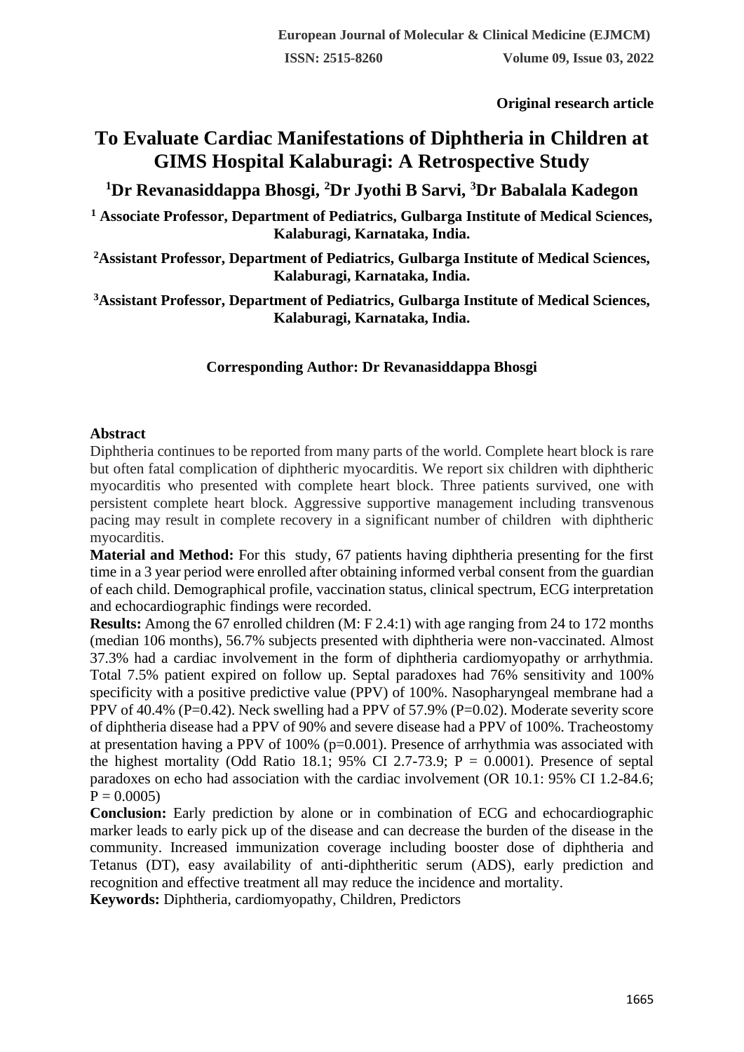**Original research article**

# To Evaluate Cardiac Manifestations of Diphtheria in Children at GIMS Hospital Kalaburagi: A Retrospective Study

## [1]Dr Revanasiddappa Bhosgi, [2]Dr Jyothi B Sarvi, [3]Dr Babalala Kadegon

**[1] Associate Professor, Department of Pediatrics, Gulbarga Institute of Medical Sciences, Kalaburagi, Karnataka, India.**

**[2]Assistant Professor, Department of Pediatrics, Gulbarga Institute of Medical Sciences, Kalaburagi, Karnataka, India.**

**[3]Assistant Professor, Department of Pediatrics, Gulbarga Institute of Medical Sciences, Kalaburagi, Karnataka, India.**

**Corresponding Author: Dr Revanasiddappa Bhosgi**

**Abstract**

Diphtheria continues to be reported from many parts of the world. Complete heart block is rare but often fatal complication of diphtheric myocarditis. We report six children with diphtheric myocarditis who presented with complete heart block. Three patients survived, one with persistent complete heart block. Aggressive supportive management including transvenous pacing may result in complete recovery in a significant number of children with diphtheric myocarditis.

**Material and Method:** For this study, 67 patients having diphtheria presenting for the first time in a 3 year period were enrolled after obtaining informed verbal consent from the guardian of each child. Demographical profile, vaccination status, clinical spectrum, ECG interpretation and echocardiographic findings were recorded.

**Results:** Among the 67 enrolled children (M: F 2.4:1) with age ranging from 24 to 172 months (median 106 months), 56.7% subjects presented with diphtheria were non-vaccinated. Almost 37.3% had a cardiac involvement in the form of diphtheria cardiomyopathy or arrhythmia. Total 7.5% patient expired on follow up. Septal paradoxes had 76% sensitivity and 100% specificity with a positive predictive value (PPV) of 100%. Nasopharyngeal membrane had a PPV of 40.4% (P=0.42). Neck swelling had a PPV of 57.9% (P=0.02). Moderate severity score of diphtheria disease had a PPV of 90% and severe disease had a PPV of 100%. Tracheostomy at presentation having a PPV of 100% (p=0.001). Presence of arrhythmia was associated with the highest mortality (Odd Ratio 18.1; 95% CI 2.7-73.9; P = 0.0001). Presence of septal paradoxes on echo had association with the cardiac involvement (OR 10.1: 95% CI 1.2-84.6; P = 0.0005)

**Conclusion:** Early prediction by alone or in combination of ECG and echocardiographic marker leads to early pick up of the disease and can decrease the burden of the disease in the community. Increased immunization coverage including booster dose of diphtheria and Tetanus (DT), easy availability of anti-diphtheritic serum (ADS), early prediction and recognition and effective treatment all may reduce the incidence and mortality.

**Keywords:** Diphtheria, cardiomyopathy, Children, Predictors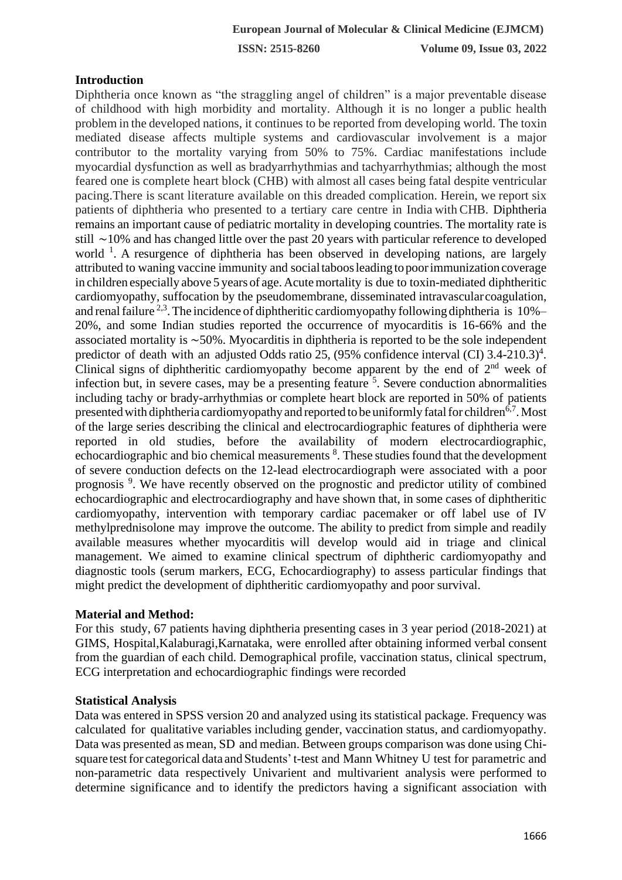## Introduction

Diphtheria once known as "the straggling angel of children" is a major preventable disease of childhood with high morbidity and mortality. Although it is no longer a public health problem in the developed nations, it continues to be reported from developing world. The toxin mediated disease affects multiple systems and cardiovascular involvement is a major contributor to the mortality varying from 50% to 75%. Cardiac manifestations include myocardial dysfunction as well as bradyarrhythmias and tachyarrhythmias; although the most feared one is complete heart block (CHB) with almost all cases being fatal despite ventricular pacing.There is scant literature available on this dreaded complication. Herein, we report six patients of diphtheria who presented to a tertiary care centre in India with CHB. Diphtheria remains an important cause of pediatric mortality in developing countries. The mortality rate is still ∼10% and has changed little over the past 20 years with particular reference to developed world [1]. A resurgence of diphtheria has been observed in developing nations, are largely attributed to waning vaccine immunity and social taboos leading to poor immunization coverage in children especially above 5 years of age. Acute mortality is due to toxin-mediated diphtheritic cardiomyopathy, suffocation by the pseudomembrane, disseminated intravascular coagulation, and renal failure [2,3]. The incidence of diphtheritic cardiomyopathy following diphtheria is 10%–20%, and some Indian studies reported the occurrence of myocarditis is 16-66% and the associated mortality is ∼50%. Myocarditis in diphtheria is reported to be the sole independent predictor of death with an adjusted Odds ratio 25, (95% confidence interval (CI) 3.4-210.3)[4]. Clinical signs of diphtheritic cardiomyopathy become apparent by the end of 2$^{nd}$ week of infection but, in severe cases, may be a presenting feature [5]. Severe conduction abnormalities including tachy or brady-arrhythmias or complete heart block are reported in 50% of patients presented with diphtheria cardiomyopathy and reported to be uniformly fatal for children[6,7]. Most of the large series describing the clinical and electrocardiographic features of diphtheria were reported in old studies, before the availability of modern electrocardiographic, echocardiographic and bio chemical measurements [8]. These studies found that the development of severe conduction defects on the 12-lead electrocardiograph were associated with a poor prognosis [9]. We have recently observed on the prognostic and predictor utility of combined echocardiographic and electrocardiography and have shown that, in some cases of diphtheritic cardiomyopathy, intervention with temporary cardiac pacemaker or off label use of IV methylprednisolone may improve the outcome. The ability to predict from simple and readily available measures whether myocarditis will develop would aid in triage and clinical management. We aimed to examine clinical spectrum of diphtheric cardiomyopathy and diagnostic tools (serum markers, ECG, Echocardiography) to assess particular findings that might predict the development of diphtheritic cardiomyopathy and poor survival.

## Material and Method:

For this study, 67 patients having diphtheria presenting cases in 3 year period (2018-2021) at GIMS, Hospital,Kalaburagi,Karnataka, were enrolled after obtaining informed verbal consent from the guardian of each child. Demographical profile, vaccination status, clinical spectrum, ECG interpretation and echocardiographic findings were recorded

## Statistical Analysis

Data was entered in SPSS version 20 and analyzed using its statistical package. Frequency was calculated for qualitative variables including gender, vaccination status, and cardiomyopathy. Data was presented as mean, SD and median. Between groups comparison was done using Chi-square test for categorical data and Students' t-test and Mann Whitney U test for parametric and non-parametric data respectively Univarient and multivarient analysis were performed to determine significance and to identify the predictors having a significant association with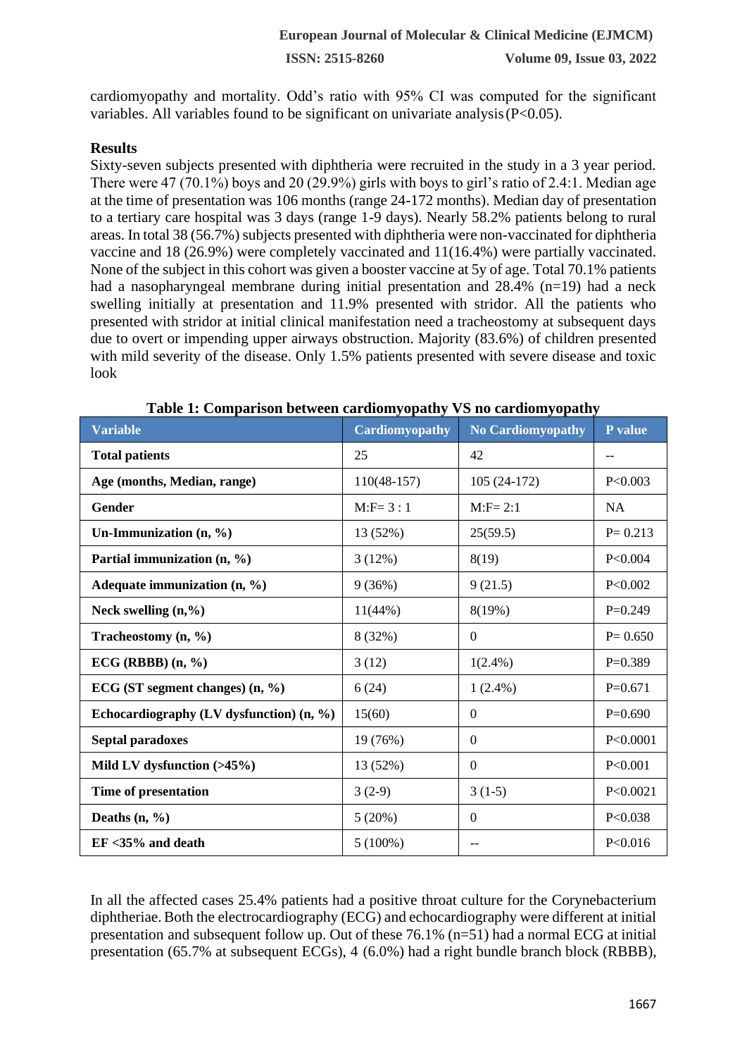cardiomyopathy and mortality. Odd's ratio with 95% CI was computed for the significant variables. All variables found to be significant on univariate analysis (P<0.05).

## Results

Sixty-seven subjects presented with diphtheria were recruited in the study in a 3 year period. There were 47 (70.1%) boys and 20 (29.9%) girls with boys to girl's ratio of 2.4:1. Median age at the time of presentation was 106 months (range 24-172 months). Median day of presentation to a tertiary care hospital was 3 days (range 1-9 days). Nearly 58.2% patients belong to rural areas. In total 38 (56.7%) subjects presented with diphtheria were non-vaccinated for diphtheria vaccine and 18 (26.9%) were completely vaccinated and 11(16.4%) were partially vaccinated. None of the subject in this cohort was given a booster vaccine at 5y of age. Total 70.1% patients had a nasopharyngeal membrane during initial presentation and 28.4% (n=19) had a neck swelling initially at presentation and 11.9% presented with stridor. All the patients who presented with stridor at initial clinical manifestation need a tracheostomy at subsequent days due to overt or impending upper airways obstruction. Majority (83.6%) of children presented with mild severity of the disease. Only 1.5% patients presented with severe disease and toxic look

**Table 1: Comparison between cardiomyopathy VS no cardiomyopathy**

| Variable | Cardiomyopathy | No Cardiomyopathy | P value |
|---|---|---|---|
| **Total patients** | 25 | 42 | -- |
| **Age (months, Median, range)** | 110(48-157) | 105 (24-172) | P<0.003 |
| **Gender** | M:F= 3 : 1 | M:F= 2:1 | NA |
| **Un-Immunization (n, %)** | 13 (52%) | 25(59.5) | P= 0.213 |
| **Partial immunization (n, %)** | 3 (12%) | 8(19) | P<0.004 |
| **Adequate immunization (n, %)** | 9 (36%) | 9 (21.5) | P<0.002 |
| **Neck swelling (n,%)** | 11(44%) | 8(19%) | P=0.249 |
| **Tracheostomy (n, %)** | 8 (32%) | 0 | P= 0.650 |
| **ECG (RBBB) (n, %)** | 3 (12) | 1(2.4%) | P=0.389 |
| **ECG (ST segment changes) (n, %)** | 6 (24) | 1 (2.4%) | P=0.671 |
| **Echocardiography (LV dysfunction) (n, %)** | 15(60) | 0 | P=0.690 |
| **Septal paradoxes** | 19 (76%) | 0 | P<0.0001 |
| **Mild LV dysfunction (>45%)** | 13 (52%) | 0 | P<0.001 |
| **Time of presentation** | 3 (2-9) | 3 (1-5) | P<0.0021 |
| **Deaths (n, %)** | 5 (20%) | 0 | P<0.038 |
| **EF <35% and death** | 5 (100%) | -- | P<0.016 |

In all the affected cases 25.4% patients had a positive throat culture for the Corynebacterium diphtheriae. Both the electrocardiography (ECG) and echocardiography were different at initial presentation and subsequent follow up. Out of these 76.1% (n=51) had a normal ECG at initial presentation (65.7% at subsequent ECGs), 4 (6.0%) had a right bundle branch block (RBBB),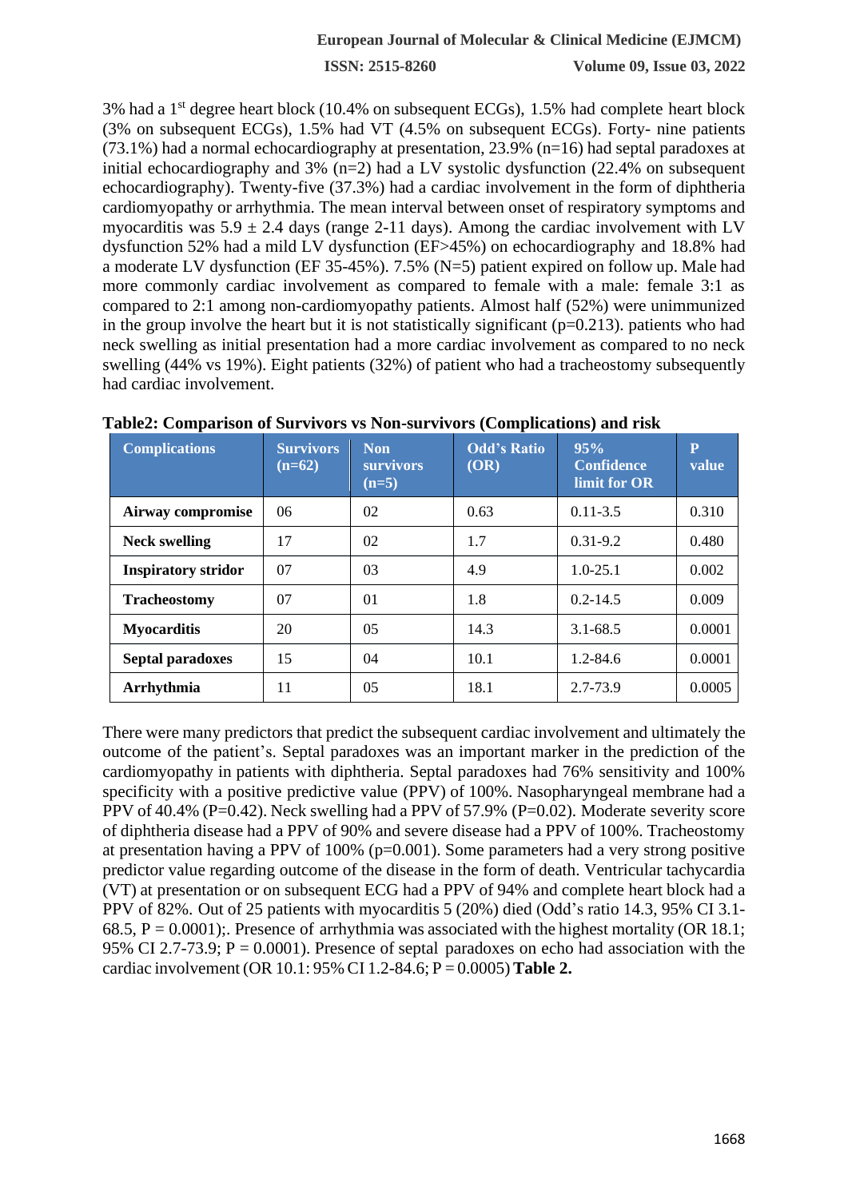3% had a 1st degree heart block (10.4% on subsequent ECGs), 1.5% had complete heart block (3% on subsequent ECGs), 1.5% had VT (4.5% on subsequent ECGs). Forty- nine patients (73.1%) had a normal echocardiography at presentation, 23.9% (n=16) had septal paradoxes at initial echocardiography and 3% (n=2) had a LV systolic dysfunction (22.4% on subsequent echocardiography). Twenty-five (37.3%) had a cardiac involvement in the form of diphtheria cardiomyopathy or arrhythmia. The mean interval between onset of respiratory symptoms and myocarditis was 5.9 ± 2.4 days (range 2-11 days). Among the cardiac involvement with LV dysfunction 52% had a mild LV dysfunction (EF>45%) on echocardiography and 18.8% had a moderate LV dysfunction (EF 35-45%). 7.5% (N=5) patient expired on follow up. Male had more commonly cardiac involvement as compared to female with a male: female 3:1 as compared to 2:1 among non-cardiomyopathy patients. Almost half (52%) were unimmunized in the group involve the heart but it is not statistically significant (p=0.213). patients who had neck swelling as initial presentation had a more cardiac involvement as compared to no neck swelling (44% vs 19%). Eight patients (32%) of patient who had a tracheostomy subsequently had cardiac involvement.

**Table2: Comparison of Survivors vs Non-survivors (Complications) and risk**

| Complications | Survivors (n=62) | Non survivors (n=5) | Odd's Ratio (OR) | 95% Confidence limit for OR | P value |
|---|---|---|---|---|---|
| **Airway compromise** | 06 | 02 | 0.63 | 0.11-3.5 | 0.310 |
| **Neck swelling** | 17 | 02 | 1.7 | 0.31-9.2 | 0.480 |
| **Inspiratory stridor** | 07 | 03 | 4.9 | 1.0-25.1 | 0.002 |
| **Tracheostomy** | 07 | 01 | 1.8 | 0.2-14.5 | 0.009 |
| **Myocarditis** | 20 | 05 | 14.3 | 3.1-68.5 | 0.0001 |
| **Septal paradoxes** | 15 | 04 | 10.1 | 1.2-84.6 | 0.0001 |
| **Arrhythmia** | 11 | 05 | 18.1 | 2.7-73.9 | 0.0005 |

There were many predictors that predict the subsequent cardiac involvement and ultimately the outcome of the patient's. Septal paradoxes was an important marker in the prediction of the cardiomyopathy in patients with diphtheria. Septal paradoxes had 76% sensitivity and 100% specificity with a positive predictive value (PPV) of 100%. Nasopharyngeal membrane had a PPV of 40.4% (P=0.42). Neck swelling had a PPV of 57.9% (P=0.02). Moderate severity score of diphtheria disease had a PPV of 90% and severe disease had a PPV of 100%. Tracheostomy at presentation having a PPV of 100% (p=0.001). Some parameters had a very strong positive predictor value regarding outcome of the disease in the form of death. Ventricular tachycardia (VT) at presentation or on subsequent ECG had a PPV of 94% and complete heart block had a PPV of 82%. Out of 25 patients with myocarditis 5 (20%) died (Odd's ratio 14.3, 95% CI 3.1-68.5, P = 0.0001);. Presence of arrhythmia was associated with the highest mortality (OR 18.1; 95% CI 2.7-73.9; P = 0.0001). Presence of septal paradoxes on echo had association with the cardiac involvement (OR 10.1: 95% CI 1.2-84.6; P = 0.0005) **Table 2.**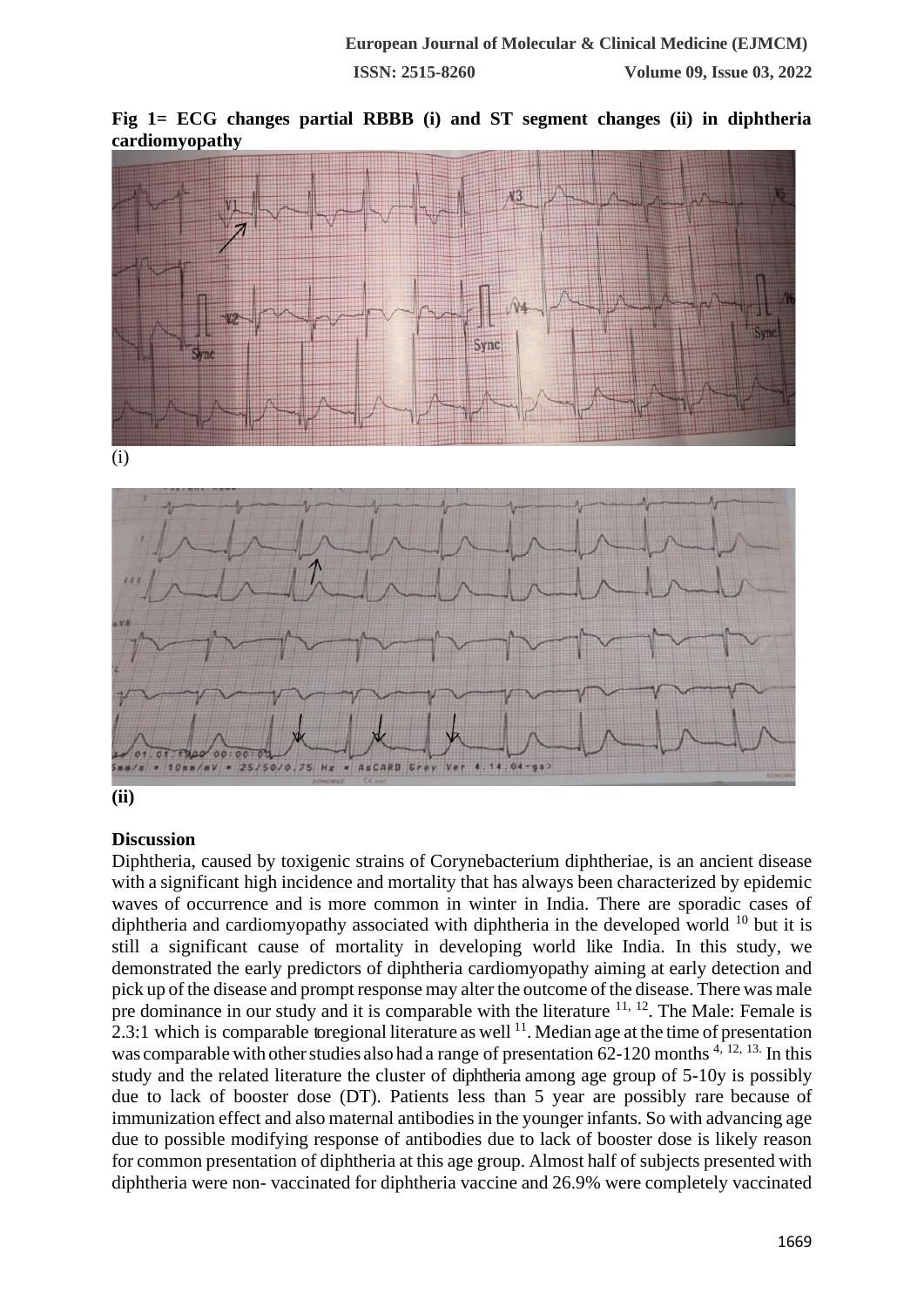**Fig 1= ECG changes partial RBBB (i) and ST segment changes (ii) in diphtheria cardiomyopathy**

(i)

**(ii)**

## Discussion

Diphtheria, caused by toxigenic strains of Corynebacterium diphtheriae, is an ancient disease with a significant high incidence and mortality that has always been characterized by epidemic waves of occurrence and is more common in winter in India. There are sporadic cases of diphtheria and cardiomyopathy associated with diphtheria in the developed world [10] but it is still a significant cause of mortality in developing world like India. In this study, we demonstrated the early predictors of diphtheria cardiomyopathy aiming at early detection and pick up of the disease and prompt response may alter the outcome of the disease. There was male pre dominance in our study and it is comparable with the literature [11, 12]. The Male: Female is 2.3:1 which is comparable to regional literature as well [11]. Median age at the time of presentation was comparable with other studies also had a range of presentation 62-120 months [4, 12, 13]. In this study and the related literature the cluster of diphtheria among age group of 5-10y is possibly due to lack of booster dose (DT). Patients less than 5 year are possibly rare because of immunization effect and also maternal antibodies in the younger infants. So with advancing age due to possible modifying response of antibodies due to lack of booster dose is likely reason for common presentation of diphtheria at this age group. Almost half of subjects presented with diphtheria were non- vaccinated for diphtheria vaccine and 26.9% were completely vaccinated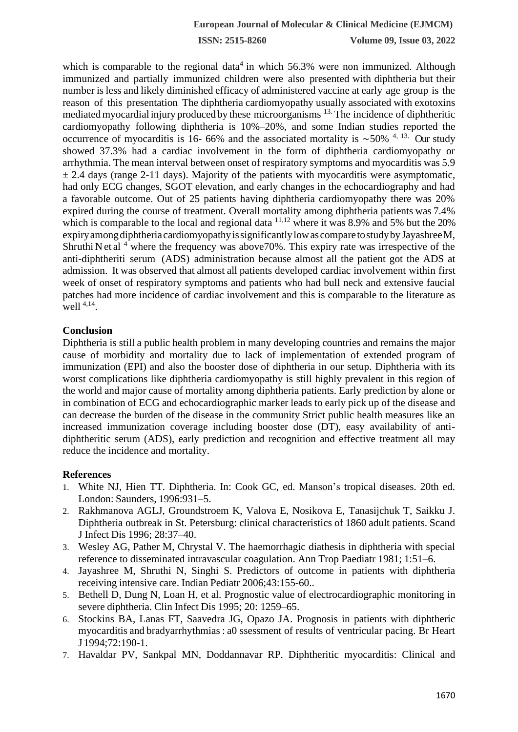which is comparable to the regional data[4] in which 56.3% were non immunized. Although immunized and partially immunized children were also presented with diphtheria but their number is less and likely diminished efficacy of administered vaccine at early age group is the reason of this presentation The diphtheria cardiomyopathy usually associated with exotoxins mediated myocardial injury produced by these microorganisms [13.] The incidence of diphtheritic cardiomyopathy following diphtheria is 10%–20%, and some Indian studies reported the occurrence of myocarditis is 16- 66% and the associated mortality is ∼50% [4, 13.] Our study showed 37.3% had a cardiac involvement in the form of diphtheria cardiomyopathy or arrhythmia. The mean interval between onset of respiratory symptoms and myocarditis was 5.9 ± 2.4 days (range 2-11 days). Majority of the patients with myocarditis were asymptomatic, had only ECG changes, SGOT elevation, and early changes in the echocardiography and had a favorable outcome. Out of 25 patients having diphtheria cardiomyopathy there was 20% expired during the course of treatment. Overall mortality among diphtheria patients was 7.4% which is comparable to the local and regional data [11,12] where it was 8.9% and 5% but the 20% expiry among diphtheria cardiomyopathy is significantly low as compare to study by Jayashree M, Shruthi N et al [4] where the frequency was above70%. This expiry rate was irrespective of the anti-diphtheriti serum (ADS) administration because almost all the patient got the ADS at admission. It was observed that almost all patients developed cardiac involvement within first week of onset of respiratory symptoms and patients who had bull neck and extensive faucial patches had more incidence of cardiac involvement and this is comparable to the literature as well [4,14].

## Conclusion

Diphtheria is still a public health problem in many developing countries and remains the major cause of morbidity and mortality due to lack of implementation of extended program of immunization (EPI) and also the booster dose of diphtheria in our setup. Diphtheria with its worst complications like diphtheria cardiomyopathy is still highly prevalent in this region of the world and major cause of mortality among diphtheria patients. Early prediction by alone or in combination of ECG and echocardiographic marker leads to early pick up of the disease and can decrease the burden of the disease in the community Strict public health measures like an increased immunization coverage including booster dose (DT), easy availability of anti-diphtheritic serum (ADS), early prediction and recognition and effective treatment all may reduce the incidence and mortality.

## References

1. White NJ, Hien TT. Diphtheria. In: Cook GC, ed. Manson's tropical diseases. 20th ed. London: Saunders, 1996:931–5.
2. Rakhmanova AGLJ, Groundstroem K, Valova E, Nosikova E, Tanasijchuk T, Saikku J. Diphtheria outbreak in St. Petersburg: clinical characteristics of 1860 adult patients. Scand J Infect Dis 1996; 28:37–40.
3. Wesley AG, Pather M, Chrystal V. The haemorrhagic diathesis in diphtheria with special reference to disseminated intravascular coagulation. Ann Trop Paediatr 1981; 1:51–6.
4. Jayashree M, Shruthi N, Singhi S. Predictors of outcome in patients with diphtheria receiving intensive care. Indian Pediatr 2006;43:155-60..
5. Bethell D, Dung N, Loan H, et al. Prognostic value of electrocardiographic monitoring in severe diphtheria. Clin Infect Dis 1995; 20: 1259–65.
6. Stockins BA, Lanas FT, Saavedra JG, Opazo JA. Prognosis in patients with diphtheric myocarditis and bradyarrhythmias : a0 ssessment of results of ventricular pacing. Br Heart J 1994;72:190-1.
7. Havaldar PV, Sankpal MN, Doddannavar RP. Diphtheritic myocarditis: Clinical and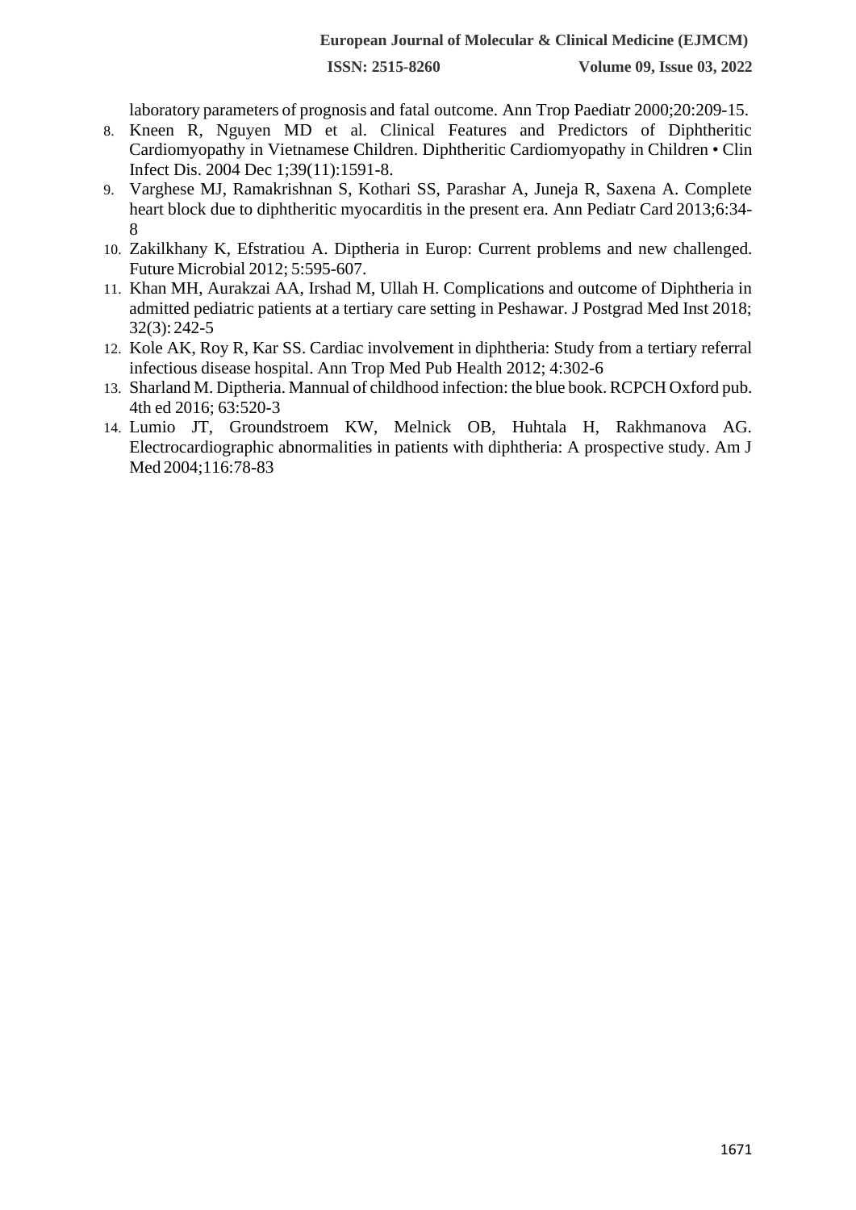laboratory parameters of prognosis and fatal outcome. Ann Trop Paediatr 2000;20:209-15.

8. Kneen R, Nguyen MD et al. Clinical Features and Predictors of Diphtheritic Cardiomyopathy in Vietnamese Children. Diphtheritic Cardiomyopathy in Children • Clin Infect Dis. 2004 Dec 1;39(11):1591-8.
9. Varghese MJ, Ramakrishnan S, Kothari SS, Parashar A, Juneja R, Saxena A. Complete heart block due to diphtheritic myocarditis in the present era. Ann Pediatr Card 2013;6:34-8
10. Zakilkhany K, Efstratiou A. Diptheria in Europ: Current problems and new challenged. Future Microbial 2012; 5:595-607.
11. Khan MH, Aurakzai AA, Irshad M, Ullah H. Complications and outcome of Diphtheria in admitted pediatric patients at a tertiary care setting in Peshawar. J Postgrad Med Inst 2018; 32(3): 242-5
12. Kole AK, Roy R, Kar SS. Cardiac involvement in diphtheria: Study from a tertiary referral infectious disease hospital. Ann Trop Med Pub Health 2012; 4:302-6
13. Sharland M. Diptheria. Mannual of childhood infection: the blue book. RCPCH Oxford pub. 4th ed 2016; 63:520-3
14. Lumio JT, Groundstroem KW, Melnick OB, Huhtala H, Rakhmanova AG. Electrocardiographic abnormalities in patients with diphtheria: A prospective study. Am J Med 2004;116:78-83